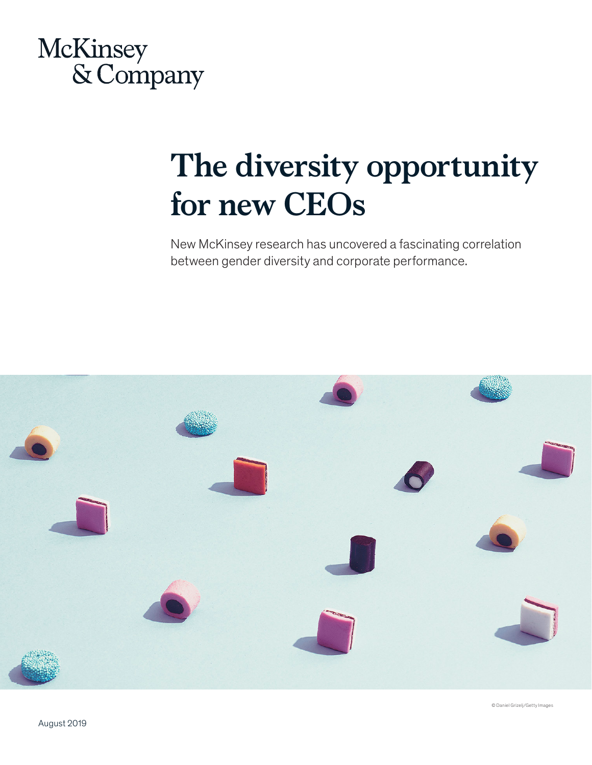McKinsey & Company

# The diversity opportunity for new CEOs

New McKinsey research has uncovered a fascinating correlation between gender diversity and corporate performance.

© Daniel Grizelj/Getty Images

August 2019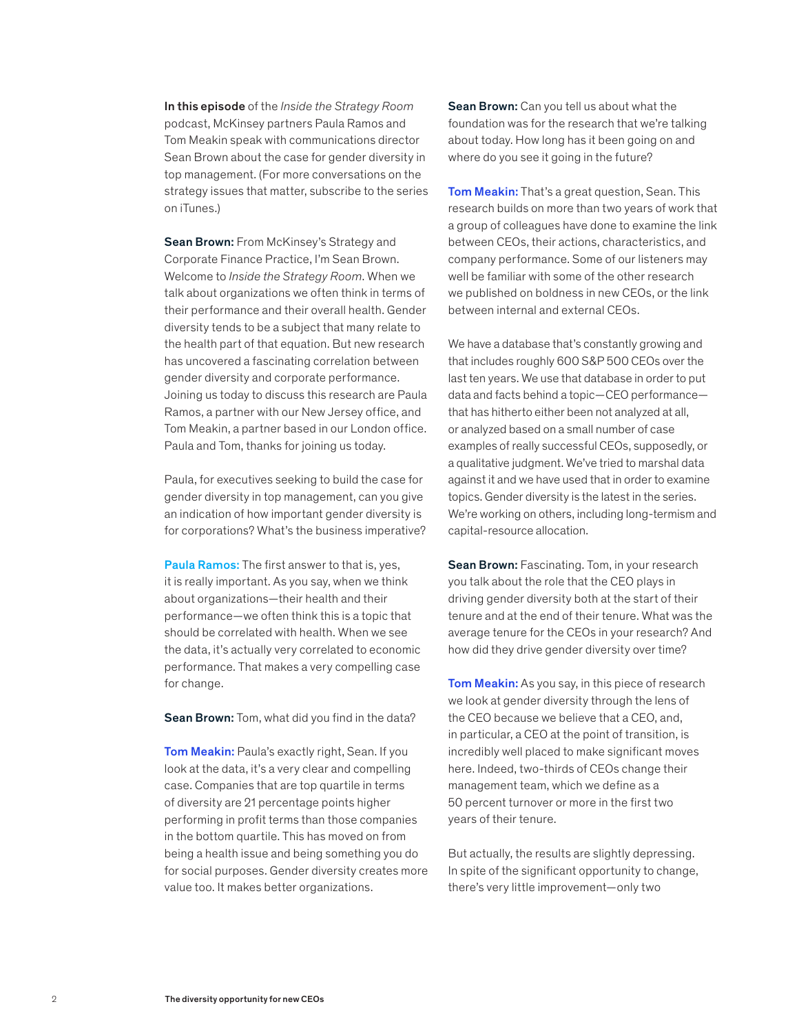**In this episode** of the *Inside the Strategy Room* podcast, McKinsey partners Paula Ramos and Tom Meakin speak with communications director Sean Brown about the case for gender diversity in top management. (For more conversations on the strategy issues that matter, subscribe to the series on iTunes.)

**Sean Brown:** From McKinsey's Strategy and Corporate Finance Practice, I'm Sean Brown. Welcome to *Inside the Strategy Room*. When we talk about organizations we often think in terms of their performance and their overall health. Gender diversity tends to be a subject that many relate to the health part of that equation. But new research has uncovered a fascinating correlation between gender diversity and corporate performance. Joining us today to discuss this research are Paula Ramos, a partner with our New Jersey office, and Tom Meakin, a partner based in our London office. Paula and Tom, thanks for joining us today.

Paula, for executives seeking to build the case for gender diversity in top management, can you give an indication of how important gender diversity is for corporations? What's the business imperative?

**Paula Ramos:** The first answer to that is, yes, it is really important. As you say, when we think about organizations—their health and their performance—we often think this is a topic that should be correlated with health. When we see the data, it's actually very correlated to economic performance. That makes a very compelling case for change.

**Sean Brown:** Tom, what did you find in the data?

**Tom Meakin:** Paula's exactly right, Sean. If you look at the data, it's a very clear and compelling case. Companies that are top quartile in terms of diversity are 21 percentage points higher performing in profit terms than those companies in the bottom quartile. This has moved on from being a health issue and being something you do for social purposes. Gender diversity creates more value too. It makes better organizations.

**Sean Brown:** Can you tell us about what the foundation was for the research that we're talking about today. How long has it been going on and where do you see it going in the future?

**Tom Meakin:** That's a great question, Sean. This research builds on more than two years of work that a group of colleagues have done to examine the link between CEOs, their actions, characteristics, and company performance. Some of our listeners may well be familiar with some of the other research we published on boldness in new CEOs, or the link between internal and external CEOs.

We have a database that's constantly growing and that includes roughly 600 S&P 500 CEOs over the last ten years. We use that database in order to put data and facts behind a topic—CEO performance—that has hitherto either been not analyzed at all, or analyzed based on a small number of case examples of really successful CEOs, supposedly, or a qualitative judgment. We've tried to marshal data against it and we have used that in order to examine topics. Gender diversity is the latest in the series. We're working on others, including long-termism and capital-resource allocation.

**Sean Brown:** Fascinating. Tom, in your research you talk about the role that the CEO plays in driving gender diversity both at the start of their tenure and at the end of their tenure. What was the average tenure for the CEOs in your research? And how did they drive gender diversity over time?

**Tom Meakin:** As you say, in this piece of research we look at gender diversity through the lens of the CEO because we believe that a CEO, and, in particular, a CEO at the point of transition, is incredibly well placed to make significant moves here. Indeed, two-thirds of CEOs change their management team, which we define as a 50 percent turnover or more in the first two years of their tenure.

But actually, the results are slightly depressing. In spite of the significant opportunity to change, there's very little improvement—only two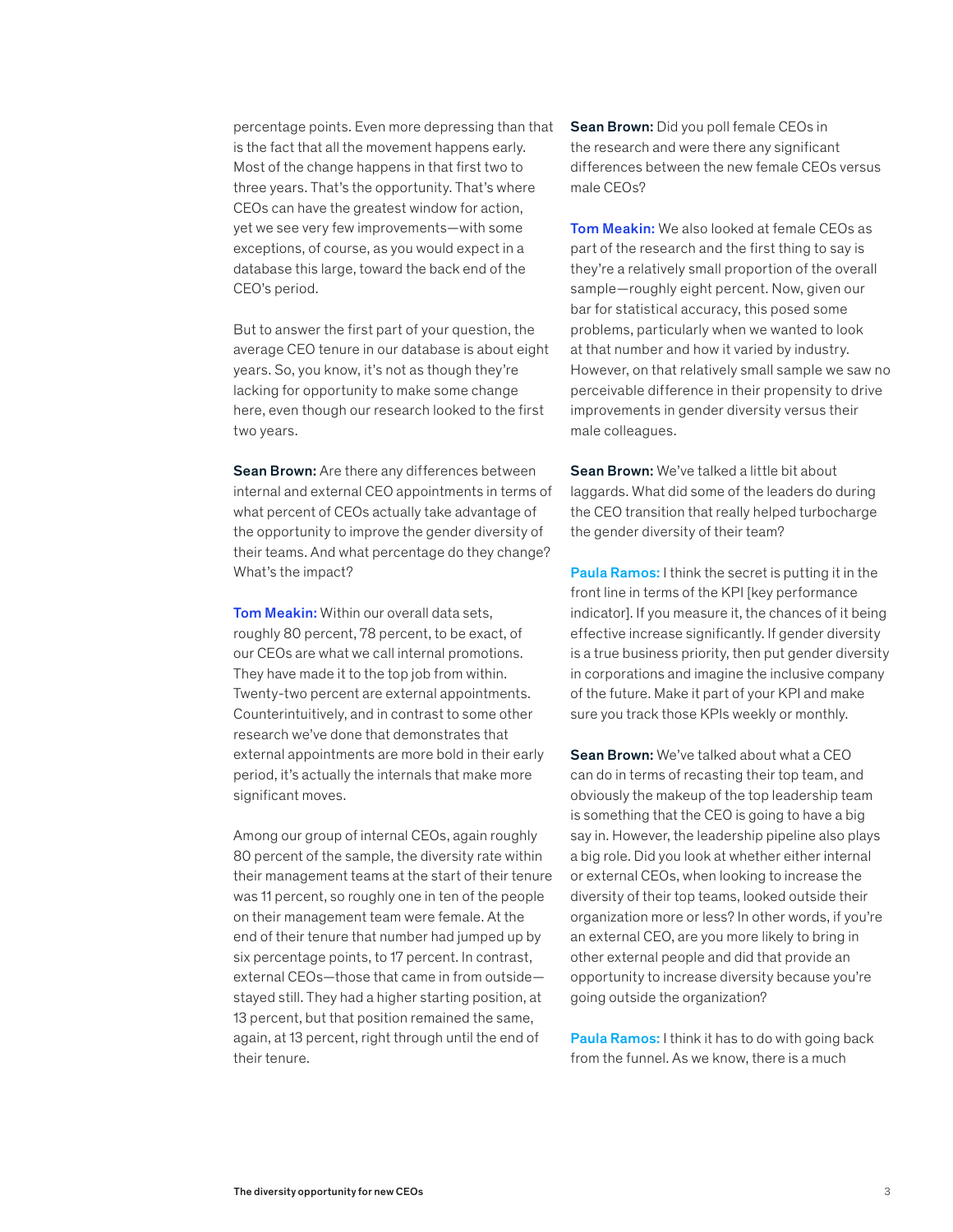percentage points. Even more depressing than that is the fact that all the movement happens early. Most of the change happens in that first two to three years. That's the opportunity. That's where CEOs can have the greatest window for action, yet we see very few improvements—with some exceptions, of course, as you would expect in a database this large, toward the back end of the CEO's period.

But to answer the first part of your question, the average CEO tenure in our database is about eight years. So, you know, it's not as though they're lacking for opportunity to make some change here, even though our research looked to the first two years.

**Sean Brown:** Are there any differences between internal and external CEO appointments in terms of what percent of CEOs actually take advantage of the opportunity to improve the gender diversity of their teams. And what percentage do they change? What's the impact?

**Tom Meakin:** Within our overall data sets, roughly 80 percent, 78 percent, to be exact, of our CEOs are what we call internal promotions. They have made it to the top job from within. Twenty-two percent are external appointments. Counterintuitively, and in contrast to some other research we've done that demonstrates that external appointments are more bold in their early period, it's actually the internals that make more significant moves.

Among our group of internal CEOs, again roughly 80 percent of the sample, the diversity rate within their management teams at the start of their tenure was 11 percent, so roughly one in ten of the people on their management team were female. At the end of their tenure that number had jumped up by six percentage points, to 17 percent. In contrast, external CEOs—those that came in from outside—stayed still. They had a higher starting position, at 13 percent, but that position remained the same, again, at 13 percent, right through until the end of their tenure.

**Sean Brown:** Did you poll female CEOs in the research and were there any significant differences between the new female CEOs versus male CEOs?

**Tom Meakin:** We also looked at female CEOs as part of the research and the first thing to say is they're a relatively small proportion of the overall sample—roughly eight percent. Now, given our bar for statistical accuracy, this posed some problems, particularly when we wanted to look at that number and how it varied by industry. However, on that relatively small sample we saw no perceivable difference in their propensity to drive improvements in gender diversity versus their male colleagues.

**Sean Brown:** We've talked a little bit about laggards. What did some of the leaders do during the CEO transition that really helped turbocharge the gender diversity of their team?

**Paula Ramos:** I think the secret is putting it in the front line in terms of the KPI [key performance indicator]. If you measure it, the chances of it being effective increase significantly. If gender diversity is a true business priority, then put gender diversity in corporations and imagine the inclusive company of the future. Make it part of your KPI and make sure you track those KPIs weekly or monthly.

**Sean Brown:** We've talked about what a CEO can do in terms of recasting their top team, and obviously the makeup of the top leadership team is something that the CEO is going to have a big say in. However, the leadership pipeline also plays a big role. Did you look at whether either internal or external CEOs, when looking to increase the diversity of their top teams, looked outside their organization more or less? In other words, if you're an external CEO, are you more likely to bring in other external people and did that provide an opportunity to increase diversity because you're going outside the organization?

**Paula Ramos:** I think it has to do with going back from the funnel. As we know, there is a much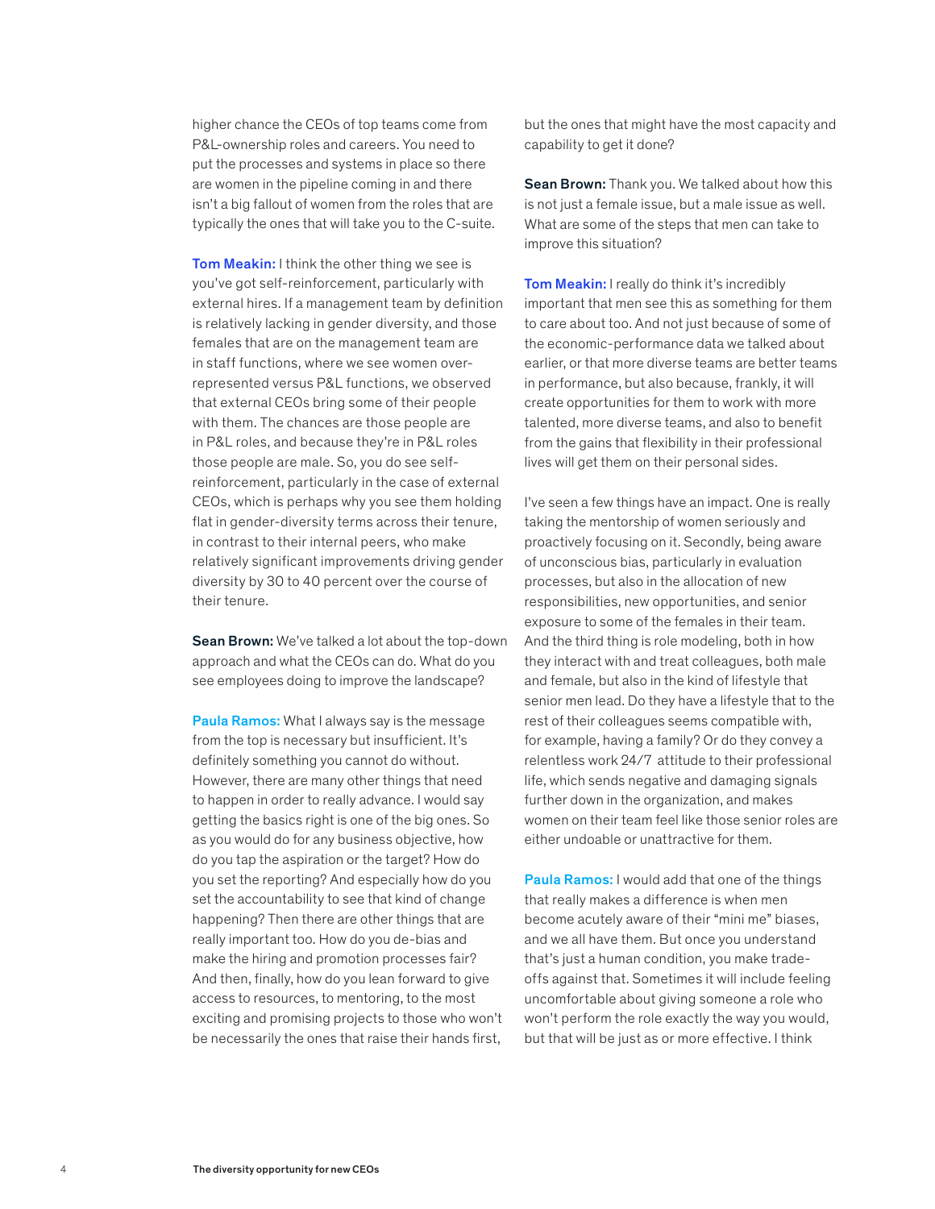higher chance the CEOs of top teams come from P&L-ownership roles and careers. You need to put the processes and systems in place so there are women in the pipeline coming in and there isn't a big fallout of women from the roles that are typically the ones that will take you to the C-suite.

**Tom Meakin:** I think the other thing we see is you've got self-reinforcement, particularly with external hires. If a management team by definition is relatively lacking in gender diversity, and those females that are on the management team are in staff functions, where we see women over-represented versus P&L functions, we observed that external CEOs bring some of their people with them. The chances are those people are in P&L roles, and because they're in P&L roles those people are male. So, you do see self-reinforcement, particularly in the case of external CEOs, which is perhaps why you see them holding flat in gender-diversity terms across their tenure, in contrast to their internal peers, who make relatively significant improvements driving gender diversity by 30 to 40 percent over the course of their tenure.

**Sean Brown:** We've talked a lot about the top-down approach and what the CEOs can do. What do you see employees doing to improve the landscape?

**Paula Ramos:** What I always say is the message from the top is necessary but insufficient. It's definitely something you cannot do without. However, there are many other things that need to happen in order to really advance. I would say getting the basics right is one of the big ones. So as you would do for any business objective, how do you tap the aspiration or the target? How do you set the reporting? And especially how do you set the accountability to see that kind of change happening? Then there are other things that are really important too. How do you de-bias and make the hiring and promotion processes fair? And then, finally, how do you lean forward to give access to resources, to mentoring, to the most exciting and promising projects to those who won't be necessarily the ones that raise their hands first, but the ones that might have the most capacity and capability to get it done?

**Sean Brown:** Thank you. We talked about how this is not just a female issue, but a male issue as well. What are some of the steps that men can take to improve this situation?

**Tom Meakin:** I really do think it's incredibly important that men see this as something for them to care about too. And not just because of some of the economic-performance data we talked about earlier, or that more diverse teams are better teams in performance, but also because, frankly, it will create opportunities for them to work with more talented, more diverse teams, and also to benefit from the gains that flexibility in their professional lives will get them on their personal sides.

I've seen a few things have an impact. One is really taking the mentorship of women seriously and proactively focusing on it. Secondly, being aware of unconscious bias, particularly in evaluation processes, but also in the allocation of new responsibilities, new opportunities, and senior exposure to some of the females in their team. And the third thing is role modeling, both in how they interact with and treat colleagues, both male and female, but also in the kind of lifestyle that senior men lead. Do they have a lifestyle that to the rest of their colleagues seems compatible with, for example, having a family? Or do they convey a relentless work 24/7 attitude to their professional life, which sends negative and damaging signals further down in the organization, and makes women on their team feel like those senior roles are either undoable or unattractive for them.

**Paula Ramos:** I would add that one of the things that really makes a difference is when men become acutely aware of their "mini me" biases, and we all have them. But once you understand that's just a human condition, you make trade-offs against that. Sometimes it will include feeling uncomfortable about giving someone a role who won't perform the role exactly the way you would, but that will be just as or more effective. I think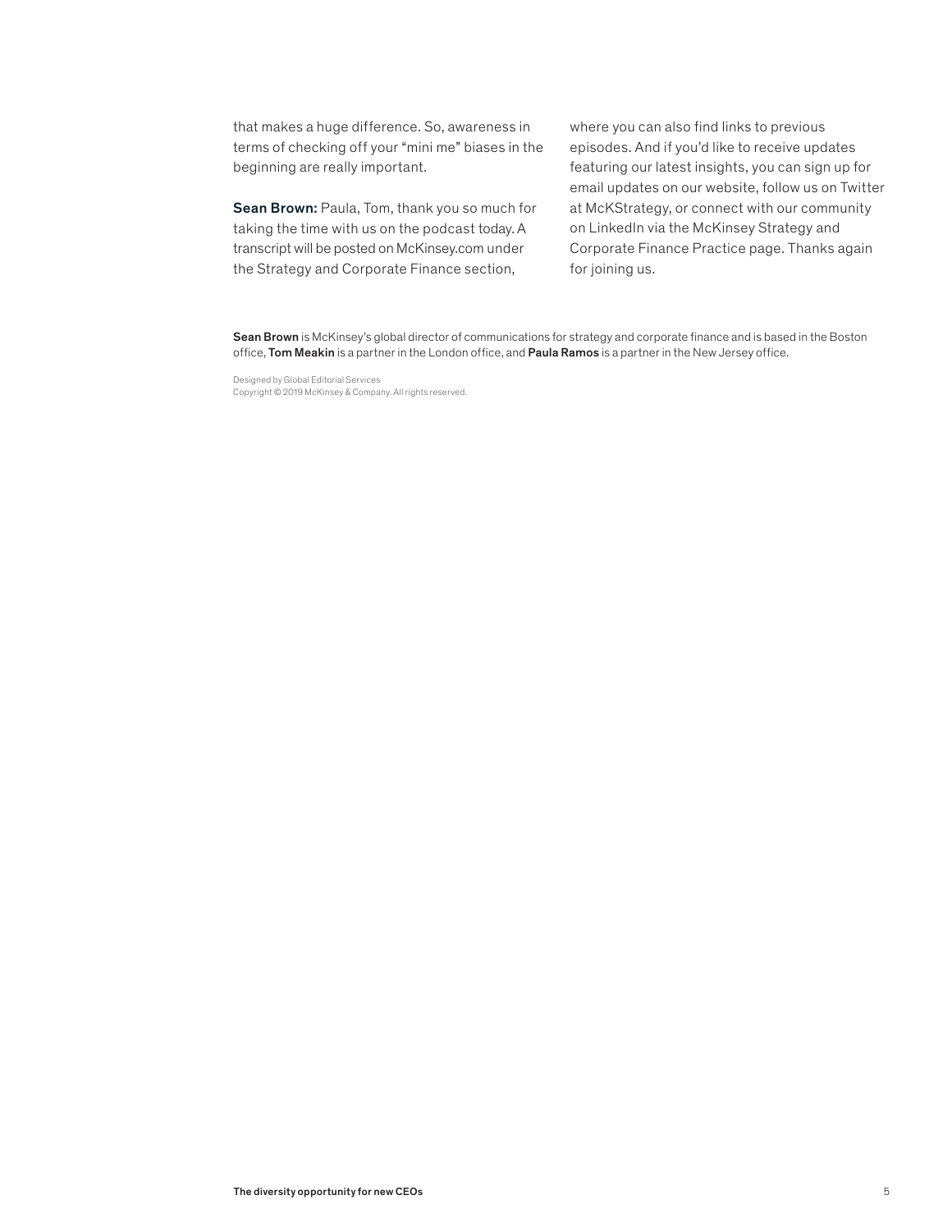that makes a huge difference. So, awareness in terms of checking off your "mini me" biases in the beginning are really important.

**Sean Brown:** Paula, Tom, thank you so much for taking the time with us on the podcast today. A transcript will be posted on McKinsey.com under the Strategy and Corporate Finance section, where you can also find links to previous episodes. And if you'd like to receive updates featuring our latest insights, you can sign up for email updates on our website, follow us on Twitter at McKStrategy, or connect with our community on LinkedIn via the McKinsey Strategy and Corporate Finance Practice page. Thanks again for joining us.

**Sean Brown** is McKinsey's global director of communications for strategy and corporate finance and is based in the Boston office, **Tom Meakin** is a partner in the London office, and **Paula Ramos** is a partner in the New Jersey office.

Designed by Global Editorial Services
Copyright © 2019 McKinsey & Company. All rights reserved.